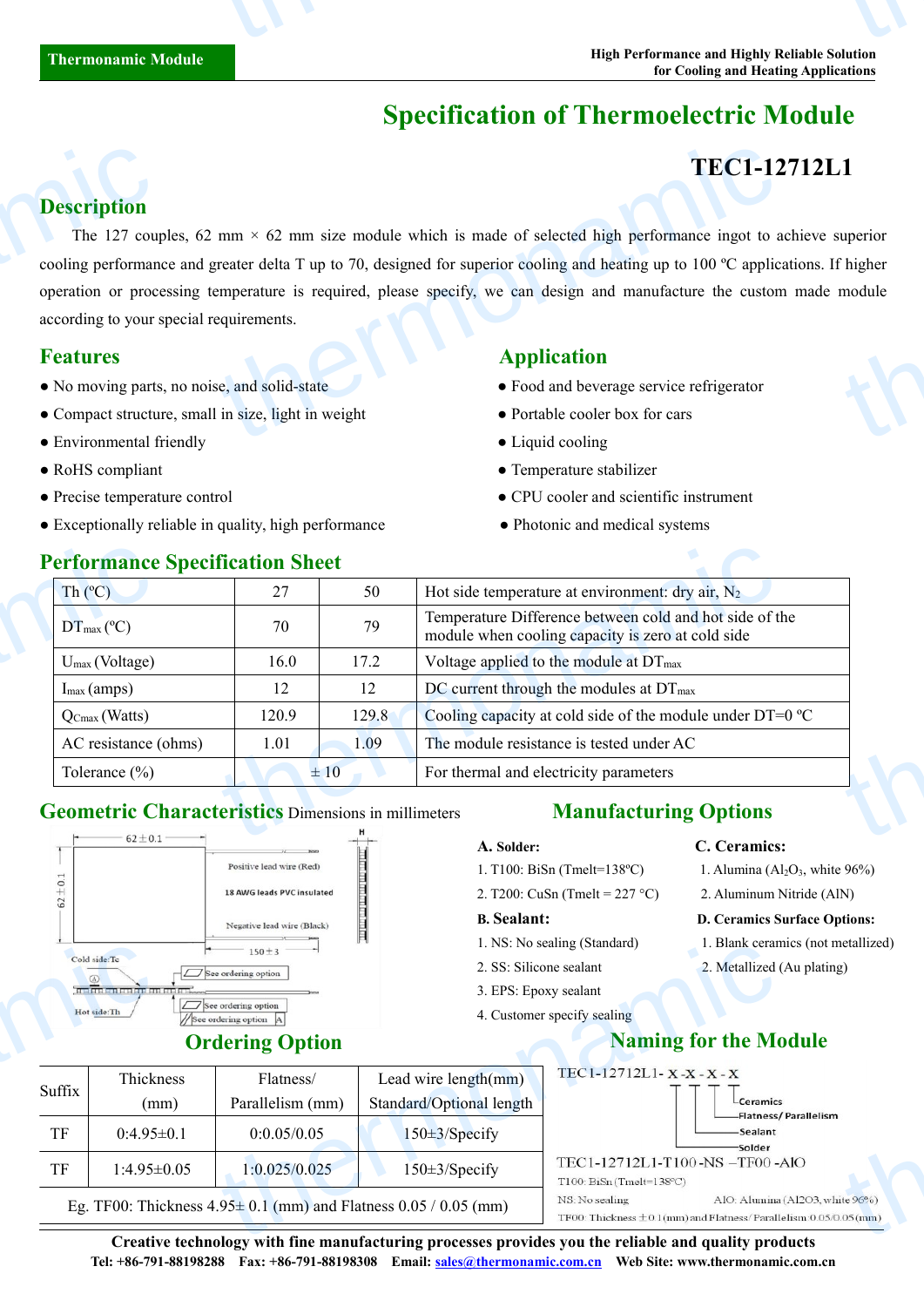Thermonamic Module

High Performance and Highly Reliable Solution for Cooling and Heating Applications

# Specification of Thermoelectric Module

## TEC1-12712L1

## Description

The 127 couples, 62 mm × 62 mm size module which is made of selected high performance ingot to achieve superior cooling performance and greater delta T up to 70, designed for superior cooling and heating up to 100 ºC applications. If higher operation or processing temperature is required, please specify, we can design and manufacture the custom made module according to your special requirements.

## Features

- No moving parts, no noise, and solid-state
- Compact structure, small in size, light in weight
- Environmental friendly
- RoHS compliant
- Precise temperature control
- Exceptionally reliable in quality, high performance

## Application

- Food and beverage service refrigerator
- Portable cooler box for cars
- Liquid cooling
- Temperature stabilizer
- CPU cooler and scientific instrument
- Photonic and medical systems

## Performance Specification Sheet

| Th (ºC) | 27 | 50 | Hot side temperature at environment: dry air, $N_2$ |
|---|---|---|---|
| $DT_{max}$ (ºC) | 70 | 79 | Temperature Difference between cold and hot side of the module when cooling capacity is zero at cold side |
| $U_{max}$ (Voltage) | 16.0 | 17.2 | Voltage applied to the module at $DT_{max}$ |
| $I_{max}$ (amps) | 12 | 12 | DC current through the modules at $DT_{max}$ |
| $Q_{Cmax}$ (Watts) | 120.9 | 129.8 | Cooling capacity at cold side of the module under DT=0 ºC |
| AC resistance (ohms) | 1.01 | 1.09 | The module resistance is tested under AC |
| Tolerance (%) | ± 10 | | For thermal and electricity parameters |

## Geometric Characteristics Dimensions in millimeters

62±0.1; 62±0.1; H; Positive lead wire (Red); 18 AWG leads PVC insulated; Negative lead wire (Black); 150±3; Cold side:Tc; Hot side:Th; See ordering option; See ordering option; See ordering option A

## Manufacturing Options

**A. Solder:**

1. T100: BiSn (Tmelt=138ºC)
2. T200: CuSn (Tmelt = 227 °C)

**B. Sealant:**

1. NS: No sealing (Standard)
2. SS: Silicone sealant
3. EPS: Epoxy sealant
4. Customer specify sealing

**C. Ceramics:**

1. Alumina ($Al_2O_3$, white 96%)
2. Aluminum Nitride (AlN)

**D. Ceramics Surface Options:**

1. Blank ceramics (not metallized)
2. Metallized (Au plating)

## Ordering Option

| Suffix | Thickness (mm) | Flatness/ Parallelism (mm) | Lead wire length(mm) Standard/Optional length |
|---|---|---|---|
| TF | 0:4.95±0.1 | 0:0.05/0.05 | 150±3/Specify |
| TF | 1:4.95±0.05 | 1:0.025/0.025 | 150±3/Specify |
| Eg. TF00: Thickness 4.95± 0.1 (mm) and Flatness 0.05 / 0.05 (mm) | | | |

## Naming for the Module

TEC1-12712L1- X -X - X - X

Ceramics; Flatness/ Parallelism; Sealant; Solder

TEC1-12712L1-T100 -NS –TF00 -AlO

T100: BiSn (Tmelt=138ºC)

NS: No sealing

AlO: Alumina (Al2O3, white 96%)

TF00: Thickness ±0.1(mm) and Flatness/ Parallelism 0.05/0.05(mm)

**Creative technology with fine manufacturing processes provides you the reliable and quality products**

**Tel: +86-791-88198288 Fax: +86-791-88198308 Email: sales@thermonamic.com.cn Web Site: www.thermonamic.com.cn**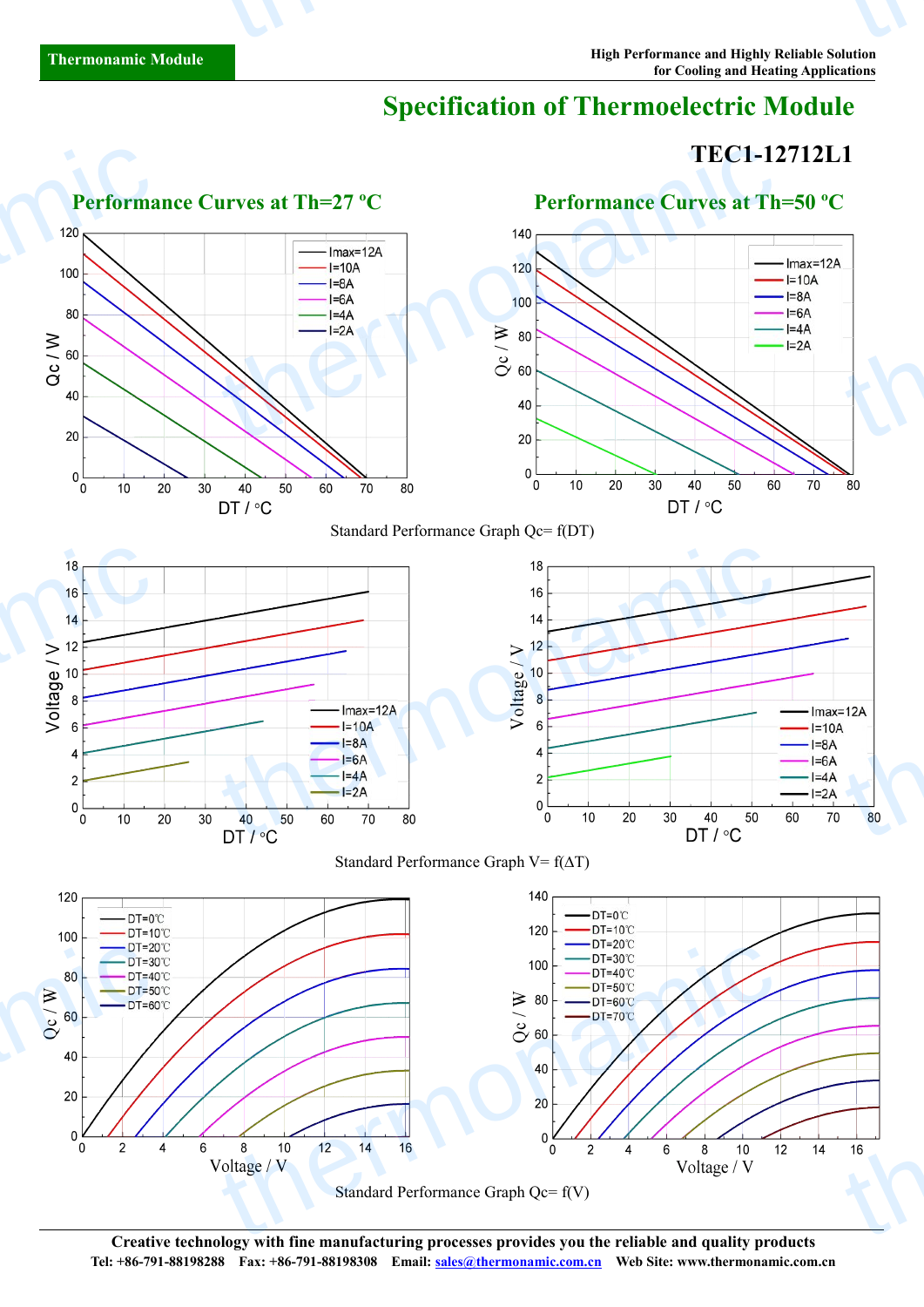# Specification of Thermoelectric Module

## TEC1-12712L1

### Performance Curves at Th=27 ºC

### Performance Curves at Th=50 ºC

Standard Performance Graph Qc= f(DT)

Standard Performance Graph V= f(ΔT)

Standard Performance Graph Qc= f(V)

**Creative technology with fine manufacturing processes provides you the reliable and quality products**

**Tel: +86-791-88198288 Fax: +86-791-88198308 Email: sales@thermonamic.com.cn Web Site: www.thermonamic.com.cn**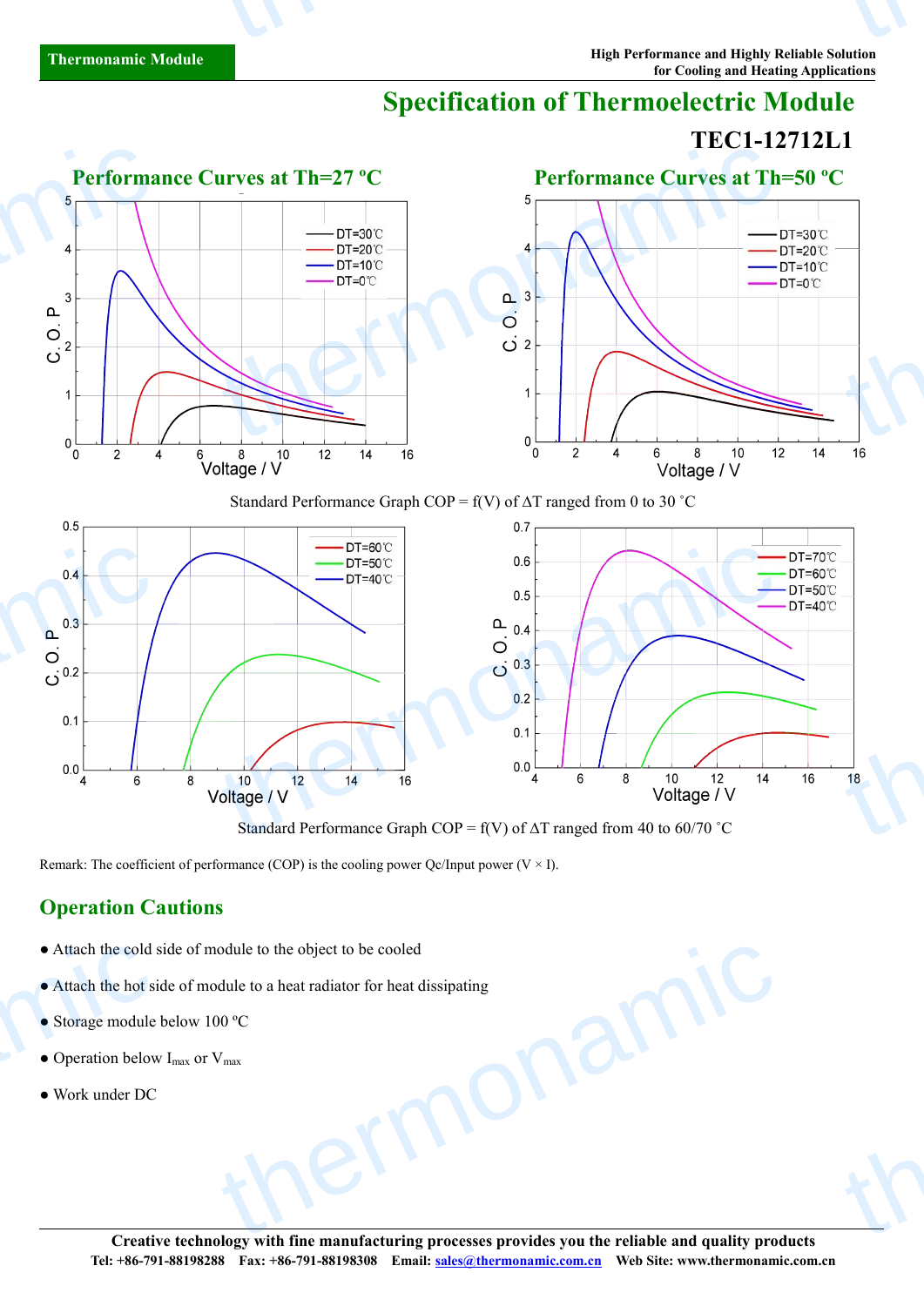# Specification of Thermoelectric Module

## TEC1-12712L1

### Performance Curves at Th=27 ºC

C. O. P

5
4
3
2
1
0

0 2 4 6 8 10 12 14 16

Voltage / V

DT=30℃
DT=20℃
DT=10℃
DT=0℃

### Performance Curves at Th=50 ºC

C. O. P

5
4
3
2
1
0

0 2 4 6 8 10 12 14 16

Voltage / V

DT=30℃
DT=20℃
DT=10℃
DT=0℃

Standard Performance Graph COP = f(V) of ΔT ranged from 0 to 30 ˚C

C. O. P

0.5
0.4
0.3
0.2
0.1
0.0

4 6 8 10 12 14 16

Voltage / V

DT=60℃
DT=50℃
DT=40℃

C. O. P

0.7
0.6
0.5
0.4
0.3
0.2
0.1
0.0

4 6 8 10 12 14 16 18

Voltage / V

DT=70℃
DT=60℃
DT=50℃
DT=40℃

Standard Performance Graph COP = f(V) of ΔT ranged from 40 to 60/70 ˚C

Remark: The coefficient of performance (COP) is the cooling power Qc/Input power (V × I).

## Operation Cautions

- Attach the cold side of module to the object to be cooled
- Attach the hot side of module to a heat radiator for heat dissipating
- Storage module below 100 ºC
- Operation below $I_{max}$ or $V_{max}$
- Work under DC

**Creative technology with fine manufacturing processes provides you the reliable and quality products**

**Tel: +86-791-88198288 Fax: +86-791-88198308 Email: sales@thermonamic.com.cn Web Site: www.thermonamic.com.cn**